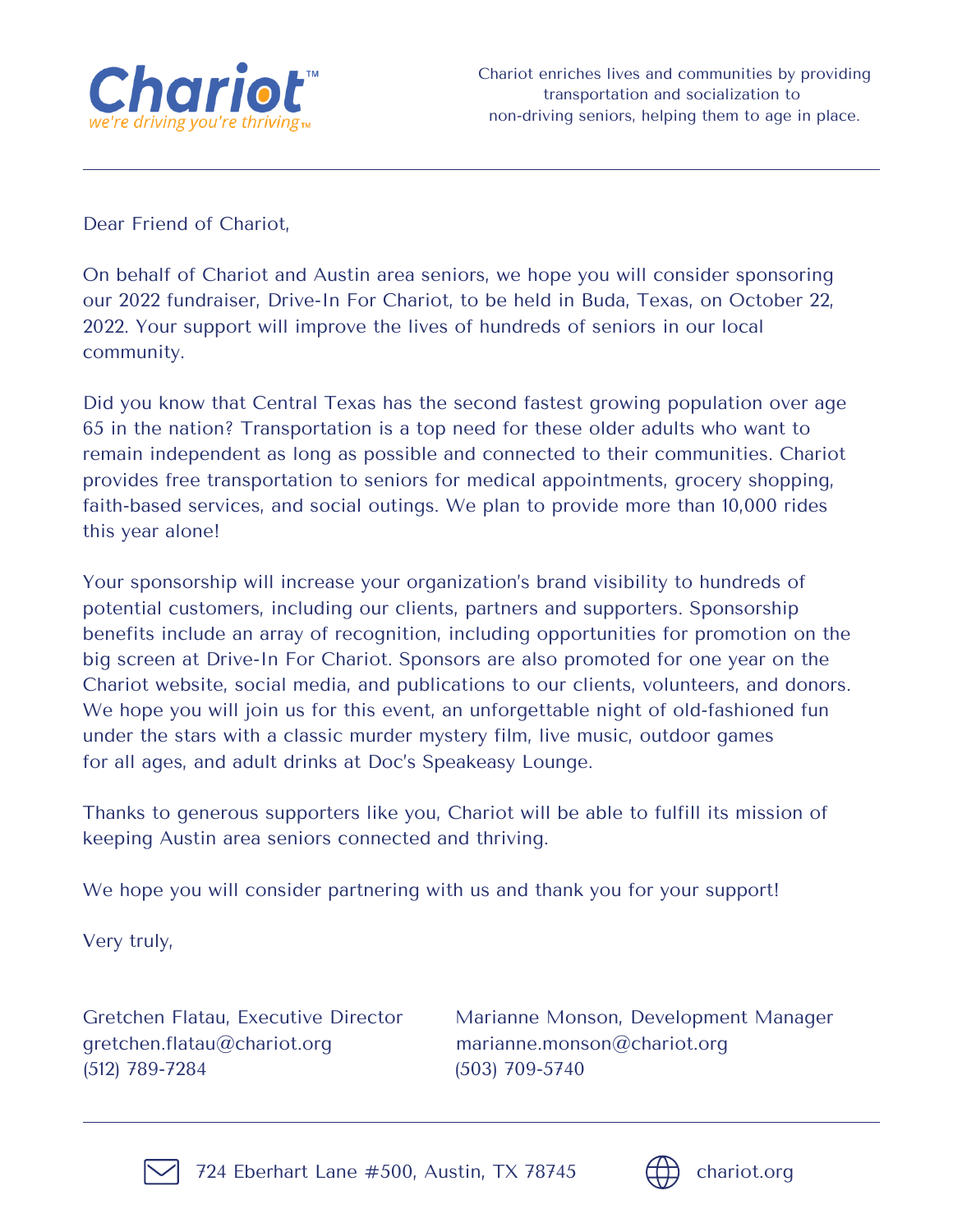**Chariot™**
*we're driving you're thriving™*

Chariot enriches lives and communities by providing transportation and socialization to non-driving seniors, helping them to age in place.

---

Dear Friend of Chariot,

On behalf of Chariot and Austin area seniors, we hope you will consider sponsoring our 2022 fundraiser, Drive-In For Chariot, to be held in Buda, Texas, on October 22, 2022. Your support will improve the lives of hundreds of seniors in our local community.

Did you know that Central Texas has the second fastest growing population over age 65 in the nation? Transportation is a top need for these older adults who want to remain independent as long as possible and connected to their communities. Chariot provides free transportation to seniors for medical appointments, grocery shopping, faith-based services, and social outings. We plan to provide more than 10,000 rides this year alone!

Your sponsorship will increase your organization's brand visibility to hundreds of potential customers, including our clients, partners and supporters. Sponsorship benefits include an array of recognition, including opportunities for promotion on the big screen at Drive-In For Chariot. Sponsors are also promoted for one year on the Chariot website, social media, and publications to our clients, volunteers, and donors. We hope you will join us for this event, an unforgettable night of old-fashioned fun under the stars with a classic murder mystery film, live music, outdoor games for all ages, and adult drinks at Doc's Speakeasy Lounge.

Thanks to generous supporters like you, Chariot will be able to fulfill its mission of keeping Austin area seniors connected and thriving.

We hope you will consider partnering with us and thank you for your support!

Very truly,

Gretchen Flatau, Executive Director
gretchen.flatau@chariot.org
(512) 789-7284

Marianne Monson, Development Manager
marianne.monson@chariot.org
(503) 709-5740

---

724 Eberhart Lane #500, Austin, TX 78745

chariot.org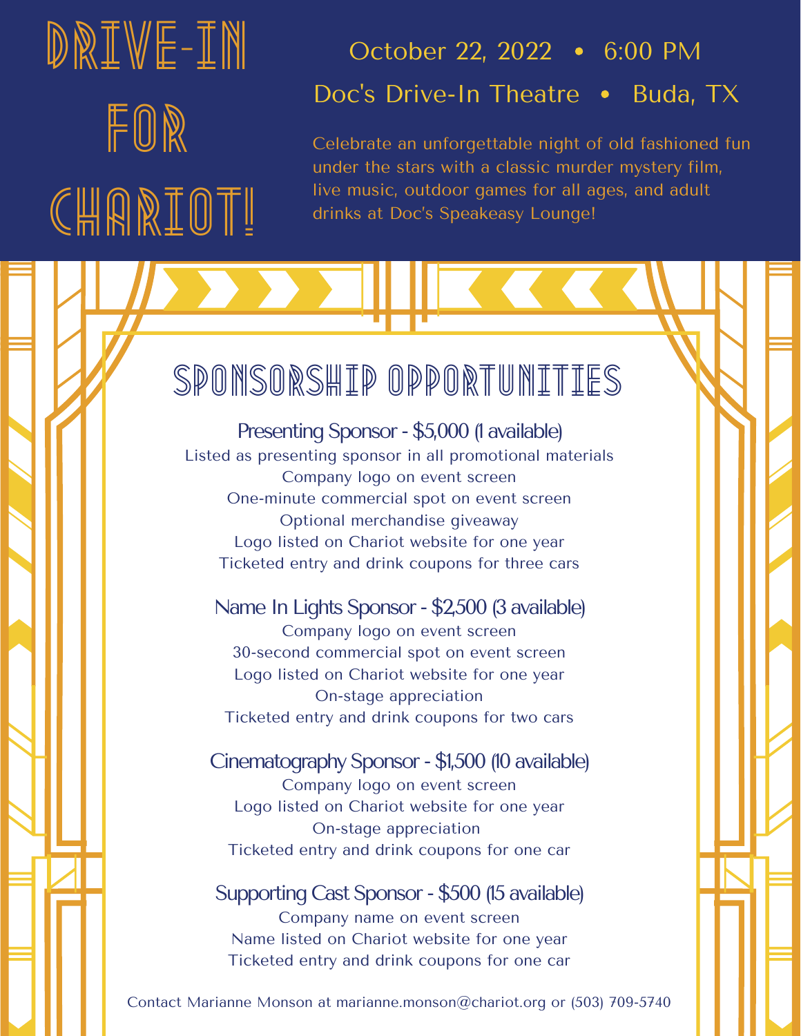# DRIVE-IN FOR CHARIOT!

October 22, 2022 • 6:00 PM

Doc's Drive-In Theatre • Buda, TX

Celebrate an unforgettable night of old fashioned fun under the stars with a classic murder mystery film, live music, outdoor games for all ages, and adult drinks at Doc's Speakeasy Lounge!

## SPONSORSHIP OPPORTUNITIES

### Presenting Sponsor - $5,000 (1 available)

Listed as presenting sponsor in all promotional materials
Company logo on event screen
One-minute commercial spot on event screen
Optional merchandise giveaway
Logo listed on Chariot website for one year
Ticketed entry and drink coupons for three cars

### Name In Lights Sponsor - $2,500 (3 available)

Company logo on event screen
30-second commercial spot on event screen
Logo listed on Chariot website for one year
On-stage appreciation
Ticketed entry and drink coupons for two cars

### Cinematography Sponsor - $1,500 (10 available)

Company logo on event screen
Logo listed on Chariot website for one year
On-stage appreciation
Ticketed entry and drink coupons for one car

### Supporting Cast Sponsor - $500 (15 available)

Company name on event screen
Name listed on Chariot website for one year
Ticketed entry and drink coupons for one car

Contact Marianne Monson at marianne.monson@chariot.org or (503) 709-5740